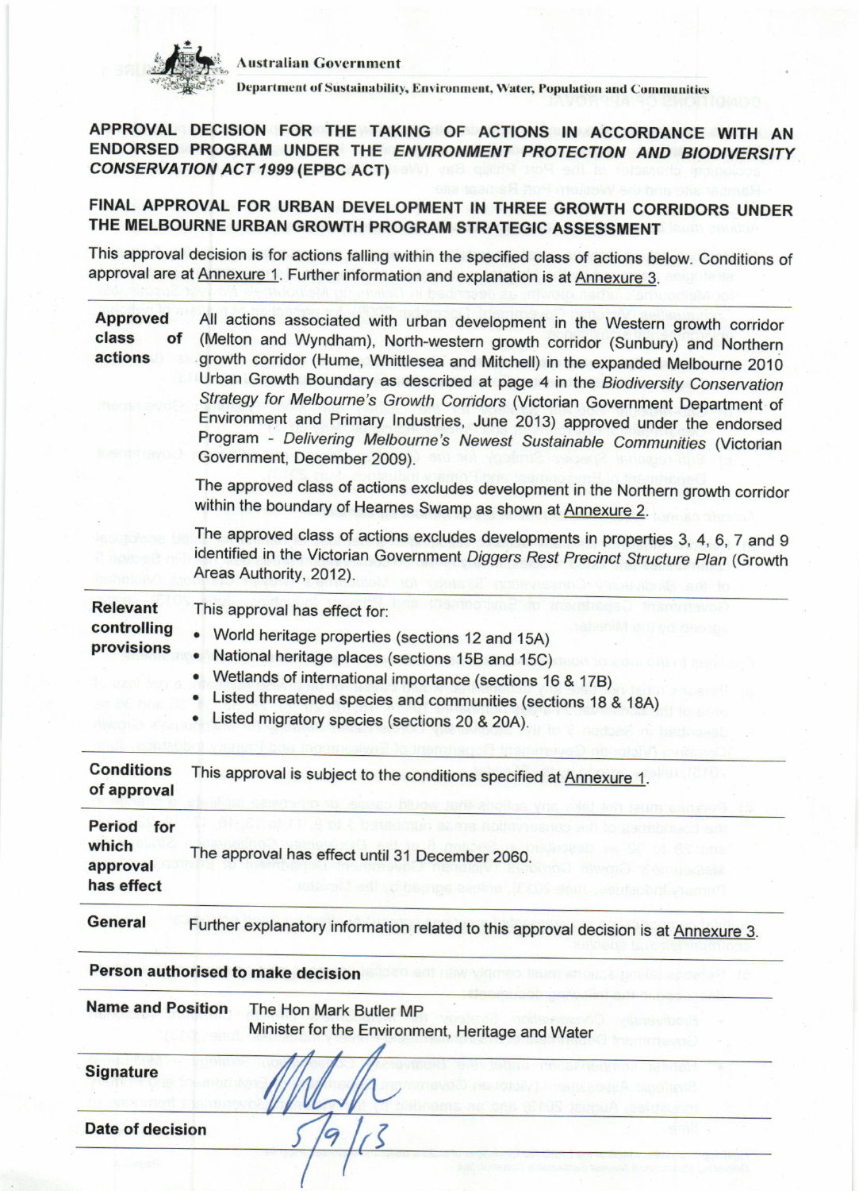Australian Government

Department of Sustainability, Environment, Water, Population and Communities

# APPROVAL DECISION FOR THE TAKING OF ACTIONS IN ACCORDANCE WITH AN ENDORSED PROGRAM UNDER THE *ENVIRONMENT PROTECTION AND BIODIVERSITY CONSERVATION ACT 1999* (EPBC ACT)

## FINAL APPROVAL FOR URBAN DEVELOPMENT IN THREE GROWTH CORRIDORS UNDER THE MELBOURNE URBAN GROWTH PROGRAM STRATEGIC ASSESSMENT

This approval decision is for actions falling within the specified class of actions below. Conditions of approval are at Annexure 1. Further information and explanation is at Annexure 3.

| | |
|---|---|
| **Approved class of actions** | All actions associated with urban development in the Western growth corridor (Melton and Wyndham), North-western growth corridor (Sunbury) and Northern growth corridor (Hume, Whittlesea and Mitchell) in the expanded Melbourne 2010 Urban Growth Boundary as described at page 4 in the *Biodiversity Conservation Strategy for Melbourne's Growth Corridors* (Victorian Government Department of Environment and Primary Industries, June 2013) approved under the endorsed Program - *Delivering Melbourne's Newest Sustainable Communities* (Victorian Government, December 2009).<br><br>The approved class of actions excludes development in the Northern growth corridor within the boundary of Hearnes Swamp as shown at Annexure 2.<br><br>The approved class of actions excludes developments in properties 3, 4, 6, 7 and 9 identified in the Victorian Government *Diggers Rest Precinct Structure Plan* (Growth Areas Authority, 2012). |
| **Relevant controlling provisions** | This approval has effect for:<br>• World heritage properties (sections 12 and 15A)<br>• National heritage places (sections 15B and 15C)<br>• Wetlands of international importance (sections 16 & 17B)<br>• Listed threatened species and communities (sections 18 & 18A)<br>• Listed migratory species (sections 20 & 20A). |
| **Conditions of approval** | This approval is subject to the conditions specified at Annexure 1. |
| **Period for which approval has effect** | The approval has effect until 31 December 2060. |
| **General** | Further explanatory information related to this approval decision is at Annexure 3. |

**Person authorised to make decision**

| | |
|---|---|
| **Name and Position** | The Hon Mark Butler MP<br>Minister for the Environment, Heritage and Water |
| **Signature** | |
| **Date of decision** | 5/9/13 |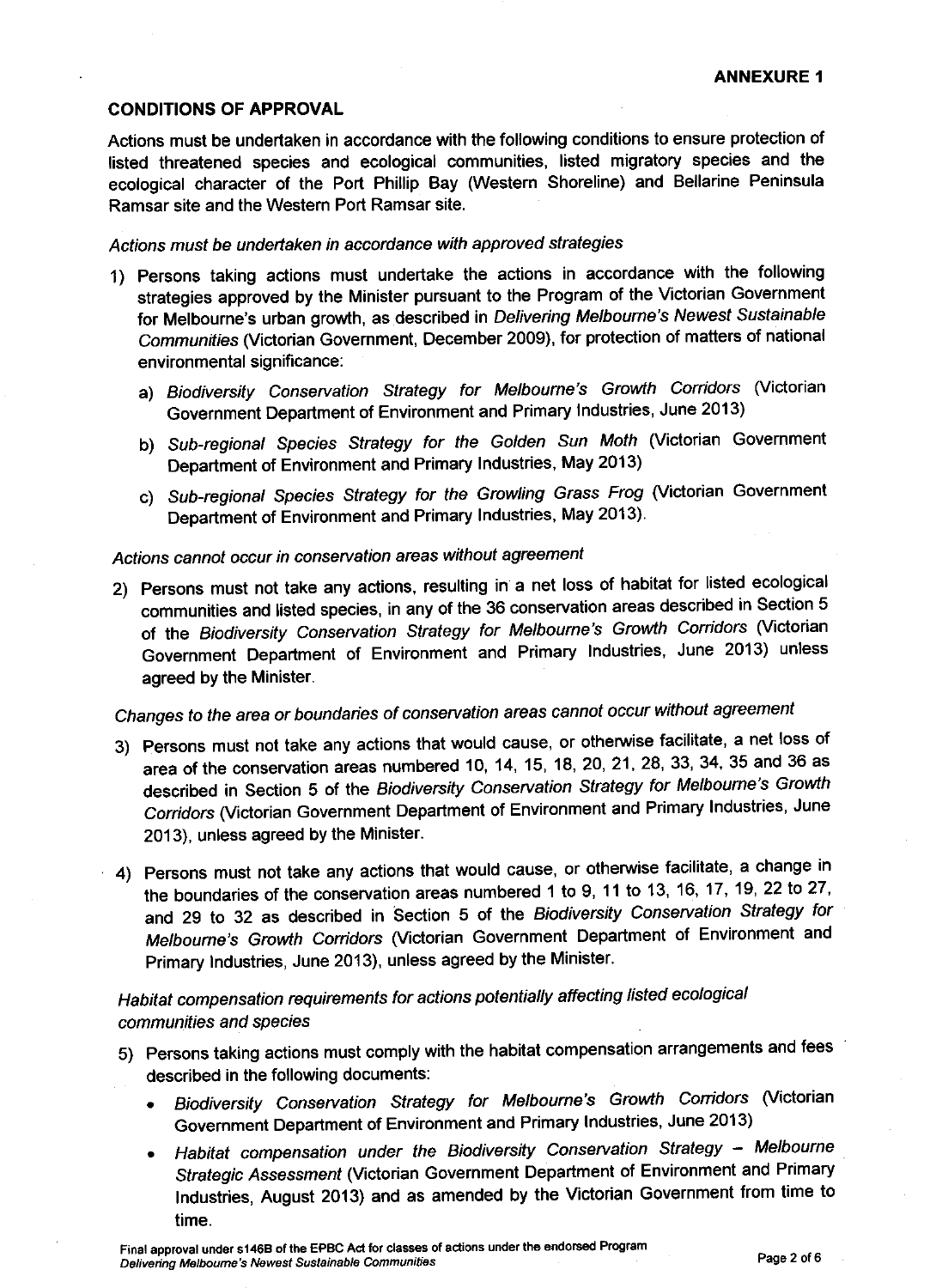**ANNEXURE 1**

## CONDITIONS OF APPROVAL

Actions must be undertaken in accordance with the following conditions to ensure protection of listed threatened species and ecological communities, listed migratory species and the ecological character of the Port Phillip Bay (Western Shoreline) and Bellarine Peninsula Ramsar site and the Western Port Ramsar site.

*Actions must be undertaken in accordance with approved strategies*

1) Persons taking actions must undertake the actions in accordance with the following strategies approved by the Minister pursuant to the Program of the Victorian Government for Melbourne's urban growth, as described in *Delivering Melbourne's Newest Sustainable Communities* (Victorian Government, December 2009), for protection of matters of national environmental significance:
   a) *Biodiversity Conservation Strategy for Melbourne's Growth Corridors* (Victorian Government Department of Environment and Primary Industries, June 2013)
   b) *Sub-regional Species Strategy for the Golden Sun Moth* (Victorian Government Department of Environment and Primary Industries, May 2013)
   c) *Sub-regional Species Strategy for the Growling Grass Frog* (Victorian Government Department of Environment and Primary Industries, May 2013).

*Actions cannot occur in conservation areas without agreement*

2) Persons must not take any actions, resulting in a net loss of habitat for listed ecological communities and listed species, in any of the 36 conservation areas described in Section 5 of the *Biodiversity Conservation Strategy for Melbourne's Growth Corridors* (Victorian Government Department of Environment and Primary Industries, June 2013) unless agreed by the Minister.

*Changes to the area or boundaries of conservation areas cannot occur without agreement*

3) Persons must not take any actions that would cause, or otherwise facilitate, a net loss of area of the conservation areas numbered 10, 14, 15, 18, 20, 21, 28, 33, 34, 35 and 36 as described in Section 5 of the *Biodiversity Conservation Strategy for Melbourne's Growth Corridors* (Victorian Government Department of Environment and Primary Industries, June 2013), unless agreed by the Minister.

4) Persons must not take any actions that would cause, or otherwise facilitate, a change in the boundaries of the conservation areas numbered 1 to 9, 11 to 13, 16, 17, 19, 22 to 27, and 29 to 32 as described in Section 5 of the *Biodiversity Conservation Strategy for Melbourne's Growth Corridors* (Victorian Government Department of Environment and Primary Industries, June 2013), unless agreed by the Minister.

*Habitat compensation requirements for actions potentially affecting listed ecological communities and species*

5) Persons taking actions must comply with the habitat compensation arrangements and fees described in the following documents:
   - *Biodiversity Conservation Strategy for Melbourne's Growth Corridors* (Victorian Government Department of Environment and Primary Industries, June 2013)
   - *Habitat compensation under the Biodiversity Conservation Strategy – Melbourne Strategic Assessment* (Victorian Government Department of Environment and Primary Industries, August 2013) and as amended by the Victorian Government from time to time.

Final approval under s146B of the EPBC Act for classes of actions under the endorsed Program *Delivering Melbourne's Newest Sustainable Communities*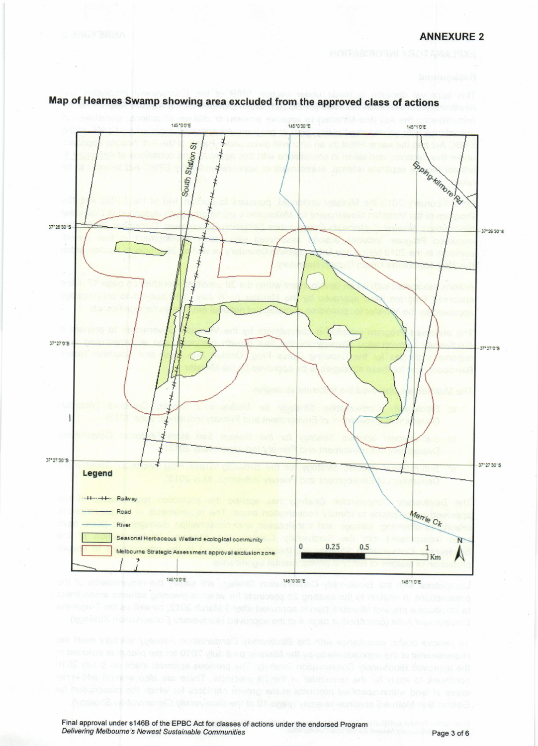**ANNEXURE 2**

## Map of Hearnes Swamp showing area excluded from the approved class of actions

145°0'0"E | 145°0'30"E | 145°1'0"E

37°26'30"S | 37°27'0"S | 37°27'30"S

South Station St

Epping-Kilmore Rd

Merri Ck

**Legend**

- Railway
- Road
- River
- Seasonal Herbaceous Wetland ecological community
- Melbourne Strategic Assessment approval exclusion zone

0 0.25 0.5 1 Km

N

Final approval under s146B of the EPBC Act for classes of actions under the endorsed Program
*Delivering Melbourne's Newest Sustainable Communities*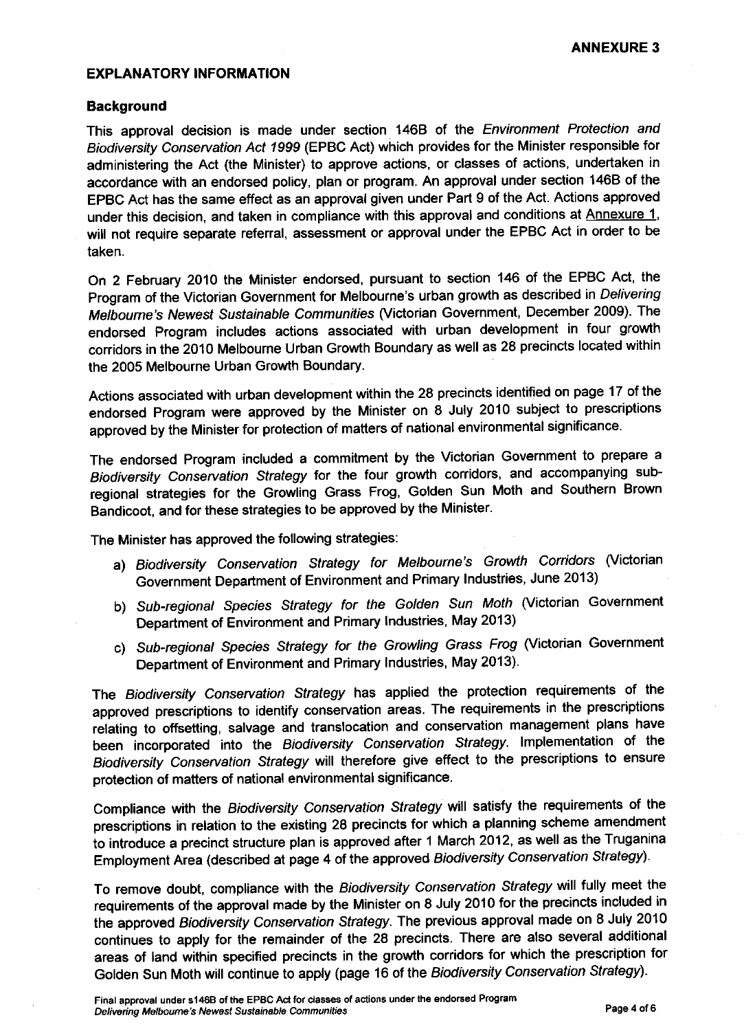**ANNEXURE 3**

**EXPLANATORY INFORMATION**

**Background**

This approval decision is made under section 146B of the *Environment Protection and Biodiversity Conservation Act 1999* (EPBC Act) which provides for the Minister responsible for administering the Act (the Minister) to approve actions, or classes of actions, undertaken in accordance with an endorsed policy, plan or program. An approval under section 146B of the EPBC Act has the same effect as an approval given under Part 9 of the Act. Actions approved under this decision, and taken in compliance with this approval and conditions at Annexure 1, will not require separate referral, assessment or approval under the EPBC Act in order to be taken.

On 2 February 2010 the Minister endorsed, pursuant to section 146 of the EPBC Act, the Program of the Victorian Government for Melbourne's urban growth as described in *Delivering Melbourne's Newest Sustainable Communities* (Victorian Government, December 2009). The endorsed Program includes actions associated with urban development in four growth corridors in the 2010 Melbourne Urban Growth Boundary as well as 28 precincts located within the 2005 Melbourne Urban Growth Boundary.

Actions associated with urban development within the 28 precincts identified on page 17 of the endorsed Program were approved by the Minister on 8 July 2010 subject to prescriptions approved by the Minister for protection of matters of national environmental significance.

The endorsed Program included a commitment by the Victorian Government to prepare a *Biodiversity Conservation Strategy* for the four growth corridors, and accompanying sub-regional strategies for the Growling Grass Frog, Golden Sun Moth and Southern Brown Bandicoot, and for these strategies to be approved by the Minister.

The Minister has approved the following strategies:

a) *Biodiversity Conservation Strategy for Melbourne's Growth Corridors* (Victorian Government Department of Environment and Primary Industries, June 2013)

b) *Sub-regional Species Strategy for the Golden Sun Moth* (Victorian Government Department of Environment and Primary Industries, May 2013)

c) *Sub-regional Species Strategy for the Growling Grass Frog* (Victorian Government Department of Environment and Primary Industries, May 2013).

The *Biodiversity Conservation Strategy* has applied the protection requirements of the approved prescriptions to identify conservation areas. The requirements in the prescriptions relating to offsetting, salvage and translocation and conservation management plans have been incorporated into the *Biodiversity Conservation Strategy*. Implementation of the *Biodiversity Conservation Strategy* will therefore give effect to the prescriptions to ensure protection of matters of national environmental significance.

Compliance with the *Biodiversity Conservation Strategy* will satisfy the requirements of the prescriptions in relation to the existing 28 precincts for which a planning scheme amendment to introduce a precinct structure plan is approved after 1 March 2012, as well as the Truganina Employment Area (described at page 4 of the approved *Biodiversity Conservation Strategy*).

To remove doubt, compliance with the *Biodiversity Conservation Strategy* will fully meet the requirements of the approval made by the Minister on 8 July 2010 for the precincts included in the approved *Biodiversity Conservation Strategy*. The previous approval made on 8 July 2010 continues to apply for the remainder of the 28 precincts. There are also several additional areas of land within specified precincts in the growth corridors for which the prescription for Golden Sun Moth will continue to apply (page 16 of the *Biodiversity Conservation Strategy*).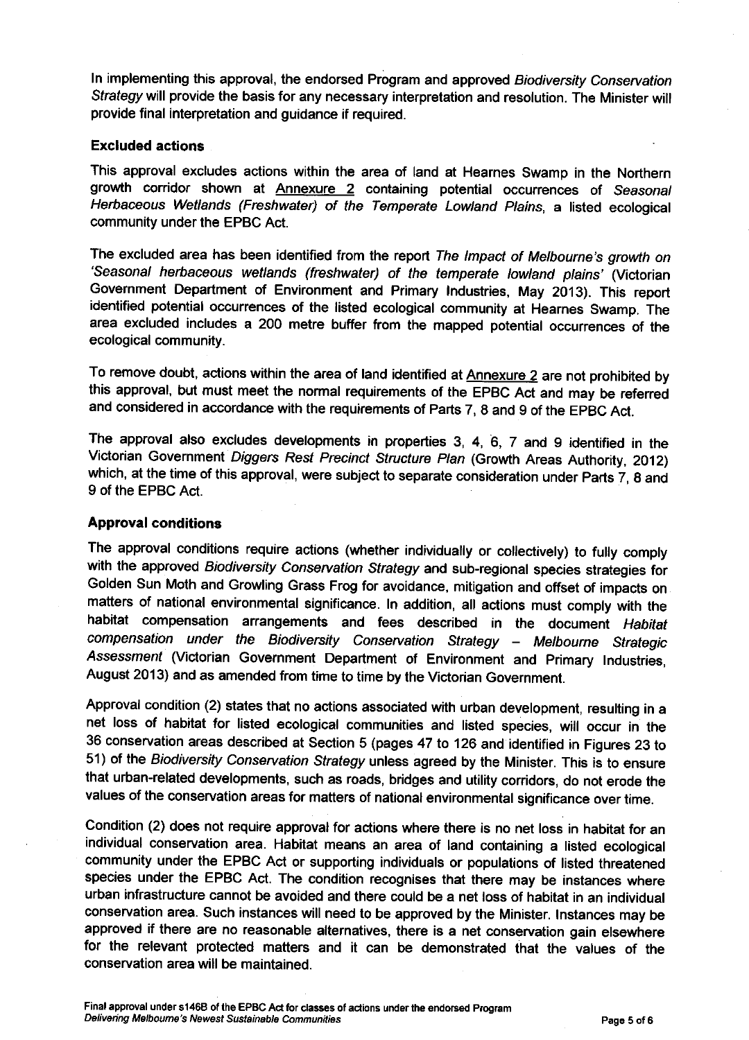In implementing this approval, the endorsed Program and approved *Biodiversity Conservation Strategy* will provide the basis for any necessary interpretation and resolution. The Minister will provide final interpretation and guidance if required.

**Excluded actions**

This approval excludes actions within the area of land at Hearnes Swamp in the Northern growth corridor shown at Annexure 2 containing potential occurrences of *Seasonal Herbaceous Wetlands (Freshwater) of the Temperate Lowland Plains*, a listed ecological community under the EPBC Act.

The excluded area has been identified from the report *The Impact of Melbourne's growth on 'Seasonal herbaceous wetlands (freshwater) of the temperate lowland plains'* (Victorian Government Department of Environment and Primary Industries, May 2013). This report identified potential occurrences of the listed ecological community at Hearnes Swamp. The area excluded includes a 200 metre buffer from the mapped potential occurrences of the ecological community.

To remove doubt, actions within the area of land identified at Annexure 2 are not prohibited by this approval, but must meet the normal requirements of the EPBC Act and may be referred and considered in accordance with the requirements of Parts 7, 8 and 9 of the EPBC Act.

The approval also excludes developments in properties 3, 4, 6, 7 and 9 identified in the Victorian Government *Diggers Rest Precinct Structure Plan* (Growth Areas Authority, 2012) which, at the time of this approval, were subject to separate consideration under Parts 7, 8 and 9 of the EPBC Act.

**Approval conditions**

The approval conditions require actions (whether individually or collectively) to fully comply with the approved *Biodiversity Conservation Strategy* and sub-regional species strategies for Golden Sun Moth and Growling Grass Frog for avoidance, mitigation and offset of impacts on matters of national environmental significance. In addition, all actions must comply with the habitat compensation arrangements and fees described in the document *Habitat compensation under the Biodiversity Conservation Strategy – Melbourne Strategic Assessment* (Victorian Government Department of Environment and Primary Industries, August 2013) and as amended from time to time by the Victorian Government.

Approval condition (2) states that no actions associated with urban development, resulting in a net loss of habitat for listed ecological communities and listed species, will occur in the 36 conservation areas described at Section 5 (pages 47 to 126 and identified in Figures 23 to 51) of the *Biodiversity Conservation Strategy* unless agreed by the Minister. This is to ensure that urban-related developments, such as roads, bridges and utility corridors, do not erode the values of the conservation areas for matters of national environmental significance over time.

Condition (2) does not require approval for actions where there is no net loss in habitat for an individual conservation area. Habitat means an area of land containing a listed ecological community under the EPBC Act or supporting individuals or populations of listed threatened species under the EPBC Act. The condition recognises that there may be instances where urban infrastructure cannot be avoided and there could be a net loss of habitat in an individual conservation area. Such instances will need to be approved by the Minister. Instances may be approved if there are no reasonable alternatives, there is a net conservation gain elsewhere for the relevant protected matters and it can be demonstrated that the values of the conservation area will be maintained.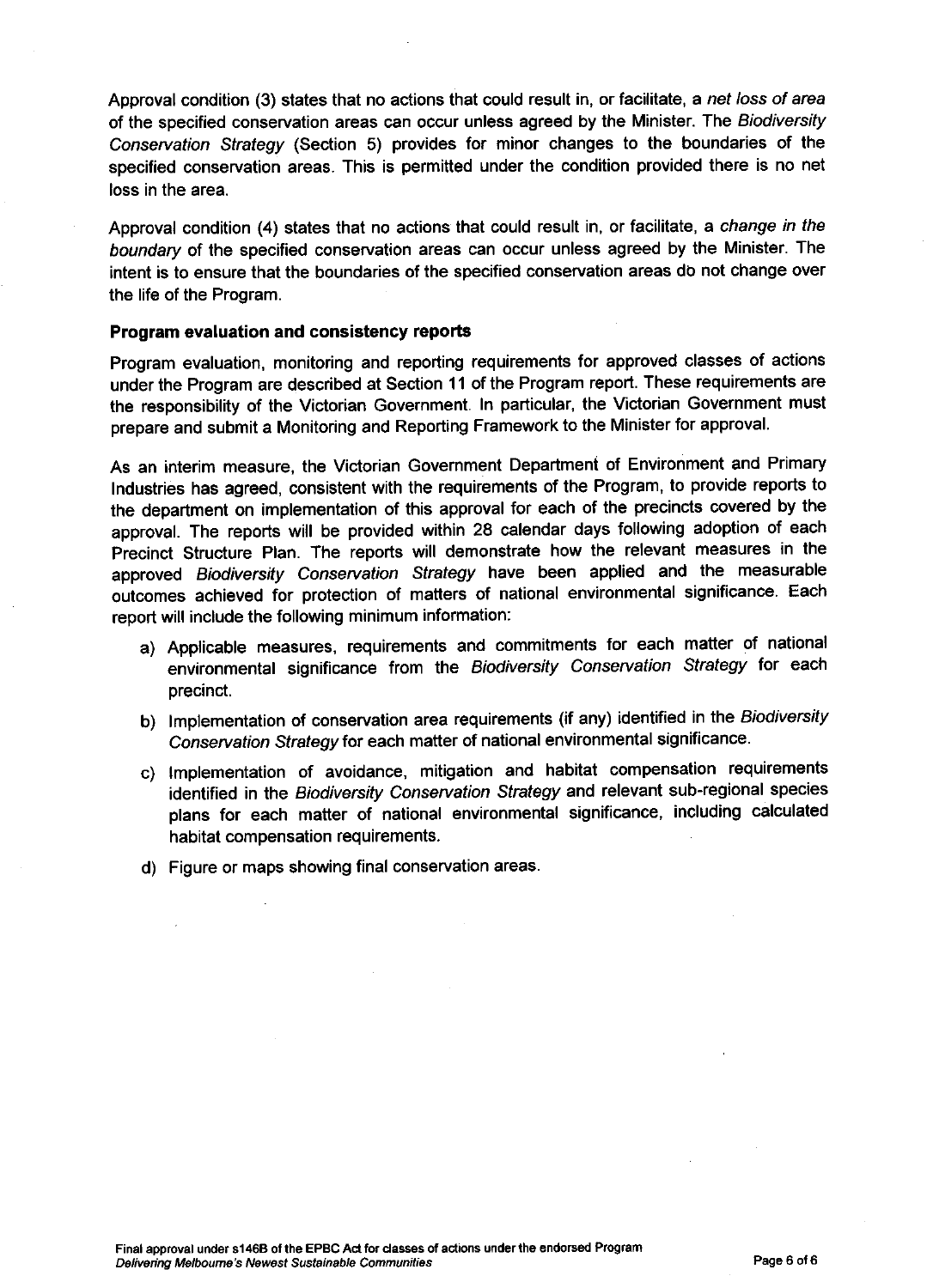Approval condition (3) states that no actions that could result in, or facilitate, a *net loss of area* of the specified conservation areas can occur unless agreed by the Minister. The *Biodiversity Conservation Strategy* (Section 5) provides for minor changes to the boundaries of the specified conservation areas. This is permitted under the condition provided there is no net loss in the area.

Approval condition (4) states that no actions that could result in, or facilitate, a *change in the boundary* of the specified conservation areas can occur unless agreed by the Minister. The intent is to ensure that the boundaries of the specified conservation areas do not change over the life of the Program.

**Program evaluation and consistency reports**

Program evaluation, monitoring and reporting requirements for approved classes of actions under the Program are described at Section 11 of the Program report. These requirements are the responsibility of the Victorian Government. In particular, the Victorian Government must prepare and submit a Monitoring and Reporting Framework to the Minister for approval.

As an interim measure, the Victorian Government Department of Environment and Primary Industries has agreed, consistent with the requirements of the Program, to provide reports to the department on implementation of this approval for each of the precincts covered by the approval. The reports will be provided within 28 calendar days following adoption of each Precinct Structure Plan. The reports will demonstrate how the relevant measures in the approved *Biodiversity Conservation Strategy* have been applied and the measurable outcomes achieved for protection of matters of national environmental significance. Each report will include the following minimum information:

a) Applicable measures, requirements and commitments for each matter of national environmental significance from the *Biodiversity Conservation Strategy* for each precinct.

b) Implementation of conservation area requirements (if any) identified in the *Biodiversity Conservation Strategy* for each matter of national environmental significance.

c) Implementation of avoidance, mitigation and habitat compensation requirements identified in the *Biodiversity Conservation Strategy* and relevant sub-regional species plans for each matter of national environmental significance, including calculated habitat compensation requirements.

d) Figure or maps showing final conservation areas.